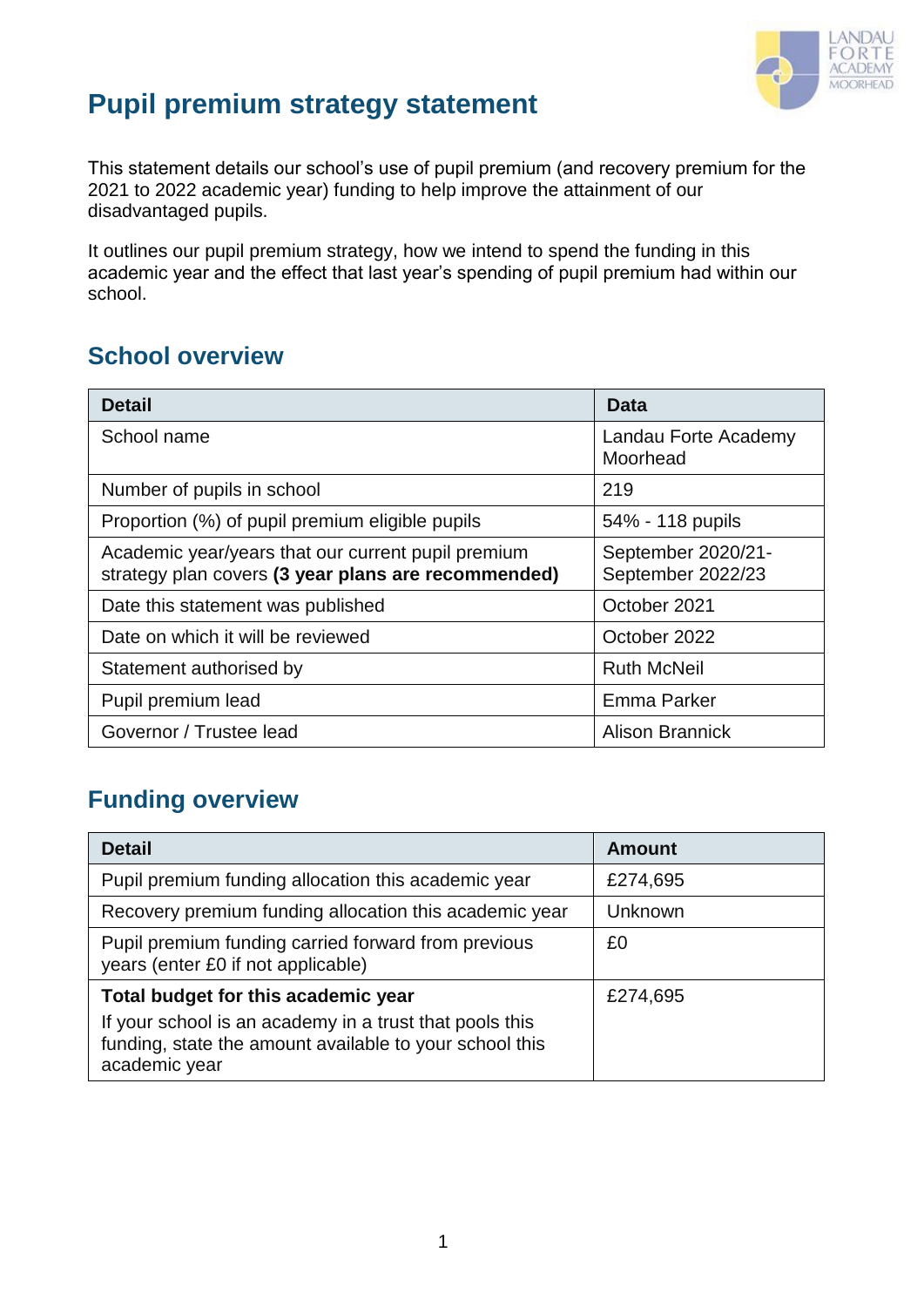# Pupil premium strategy statement

This statement details our school's use of pupil premium (and recovery premium for the 2021 to 2022 academic year) funding to help improve the attainment of our disadvantaged pupils.

It outlines our pupil premium strategy, how we intend to spend the funding in this academic year and the effect that last year's spending of pupil premium had within our school.

## School overview

| Detail | Data |
|---|---|
| School name | Landau Forte Academy Moorhead |
| Number of pupils in school | 219 |
| Proportion (%) of pupil premium eligible pupils | 54% - 118 pupils |
| Academic year/years that our current pupil premium strategy plan covers **(3 year plans are recommended)** | September 2020/21- September 2022/23 |
| Date this statement was published | October 2021 |
| Date on which it will be reviewed | October 2022 |
| Statement authorised by | Ruth McNeil |
| Pupil premium lead | Emma Parker |
| Governor / Trustee lead | Alison Brannick |

## Funding overview

| Detail | Amount |
|---|---|
| Pupil premium funding allocation this academic year | £274,695 |
| Recovery premium funding allocation this academic year | Unknown |
| Pupil premium funding carried forward from previous years (enter £0 if not applicable) | £0 |
| **Total budget for this academic year** If your school is an academy in a trust that pools this funding, state the amount available to your school this academic year | £274,695 |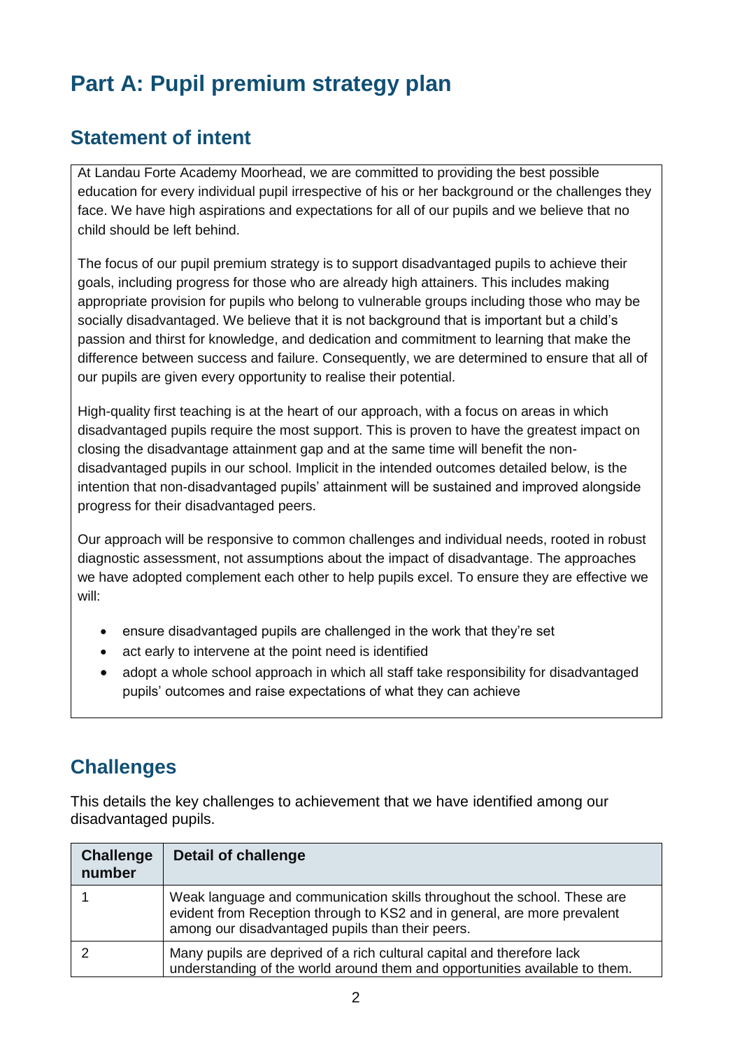# Part A: Pupil premium strategy plan

## Statement of intent

At Landau Forte Academy Moorhead, we are committed to providing the best possible education for every individual pupil irrespective of his or her background or the challenges they face. We have high aspirations and expectations for all of our pupils and we believe that no child should be left behind.

The focus of our pupil premium strategy is to support disadvantaged pupils to achieve their goals, including progress for those who are already high attainers. This includes making appropriate provision for pupils who belong to vulnerable groups including those who may be socially disadvantaged. We believe that it is not background that is important but a child's passion and thirst for knowledge, and dedication and commitment to learning that make the difference between success and failure. Consequently, we are determined to ensure that all of our pupils are given every opportunity to realise their potential.

High-quality first teaching is at the heart of our approach, with a focus on areas in which disadvantaged pupils require the most support. This is proven to have the greatest impact on closing the disadvantage attainment gap and at the same time will benefit the non-disadvantaged pupils in our school. Implicit in the intended outcomes detailed below, is the intention that non-disadvantaged pupils' attainment will be sustained and improved alongside progress for their disadvantaged peers.

Our approach will be responsive to common challenges and individual needs, rooted in robust diagnostic assessment, not assumptions about the impact of disadvantage. The approaches we have adopted complement each other to help pupils excel. To ensure they are effective we will:

- ensure disadvantaged pupils are challenged in the work that they're set
- act early to intervene at the point need is identified
- adopt a whole school approach in which all staff take responsibility for disadvantaged pupils' outcomes and raise expectations of what they can achieve

## Challenges

This details the key challenges to achievement that we have identified among our disadvantaged pupils.

| Challenge number | Detail of challenge |
|---|---|
| 1 | Weak language and communication skills throughout the school. These are evident from Reception through to KS2 and in general, are more prevalent among our disadvantaged pupils than their peers. |
| 2 | Many pupils are deprived of a rich cultural capital and therefore lack understanding of the world around them and opportunities available to them. |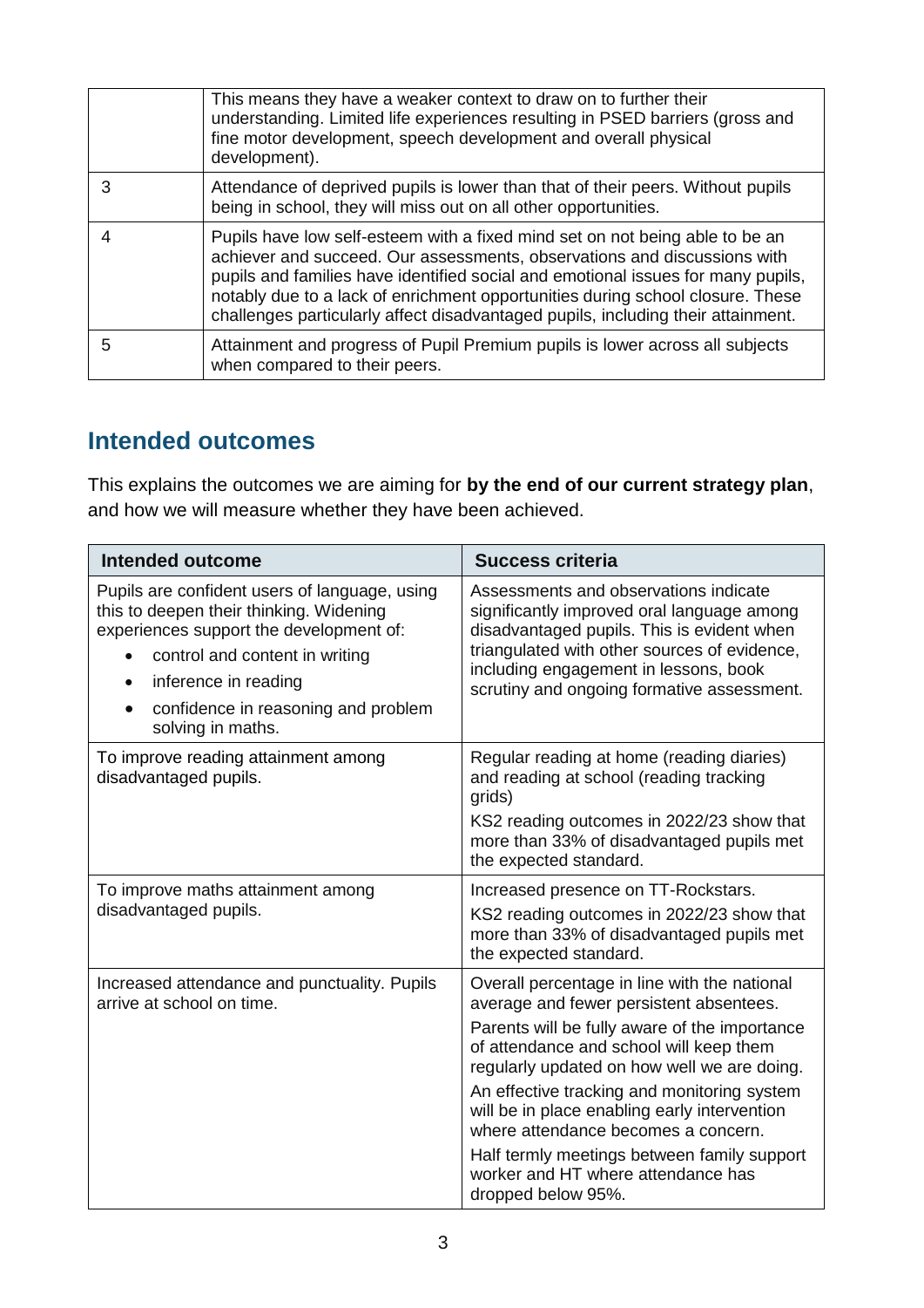|   | This means they have a weaker context to draw on to further their understanding. Limited life experiences resulting in PSED barriers (gross and fine motor development, speech development and overall physical development). |
|---|---|
| 3 | Attendance of deprived pupils is lower than that of their peers. Without pupils being in school, they will miss out on all other opportunities. |
| 4 | Pupils have low self-esteem with a fixed mind set on not being able to be an achiever and succeed. Our assessments, observations and discussions with pupils and families have identified social and emotional issues for many pupils, notably due to a lack of enrichment opportunities during school closure. These challenges particularly affect disadvantaged pupils, including their attainment. |
| 5 | Attainment and progress of Pupil Premium pupils is lower across all subjects when compared to their peers. |

## Intended outcomes

This explains the outcomes we are aiming for **by the end of our current strategy plan**, and how we will measure whether they have been achieved.

| Intended outcome | Success criteria |
|---|---|
| Pupils are confident users of language, using this to deepen their thinking. Widening experiences support the development of:<br>• control and content in writing<br>• inference in reading<br>• confidence in reasoning and problem solving in maths. | Assessments and observations indicate significantly improved oral language among disadvantaged pupils. This is evident when triangulated with other sources of evidence, including engagement in lessons, book scrutiny and ongoing formative assessment. |
| To improve reading attainment among disadvantaged pupils. | Regular reading at home (reading diaries) and reading at school (reading tracking grids)<br>KS2 reading outcomes in 2022/23 show that more than 33% of disadvantaged pupils met the expected standard. |
| To improve maths attainment among disadvantaged pupils. | Increased presence on TT-Rockstars.<br>KS2 reading outcomes in 2022/23 show that more than 33% of disadvantaged pupils met the expected standard. |
| Increased attendance and punctuality. Pupils arrive at school on time. | Overall percentage in line with the national average and fewer persistent absentees.<br>Parents will be fully aware of the importance of attendance and school will keep them regularly updated on how well we are doing.<br>An effective tracking and monitoring system will be in place enabling early intervention where attendance becomes a concern.<br>Half termly meetings between family support worker and HT where attendance has dropped below 95%. |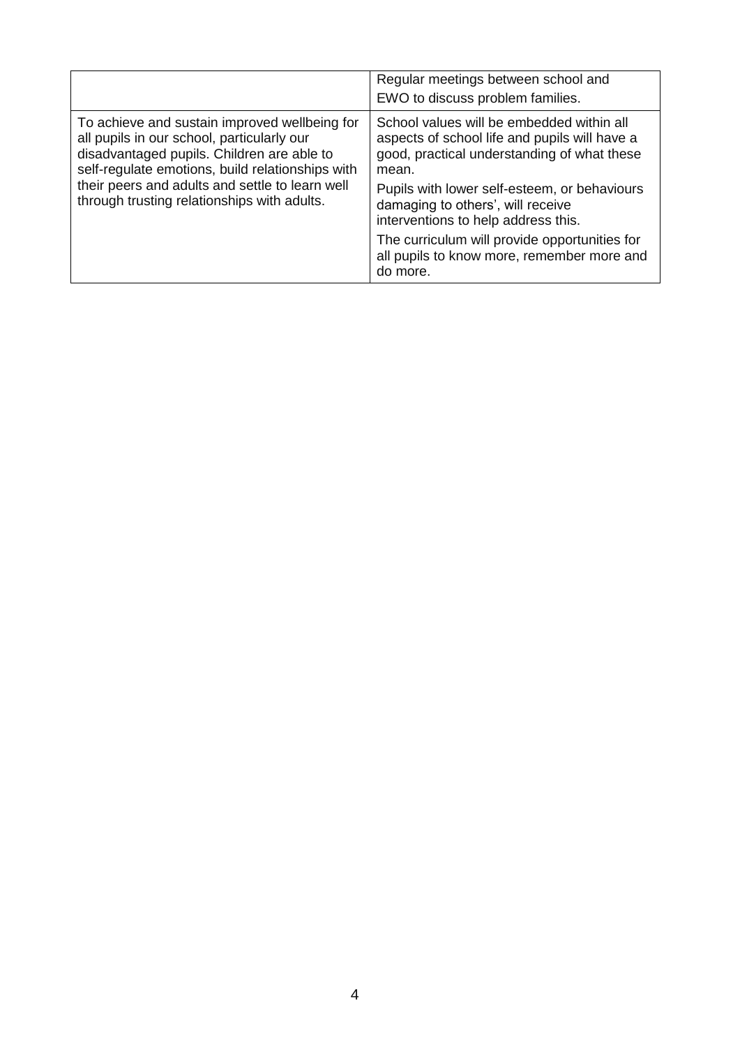| | |
|---|---|
| | Regular meetings between school and EWO to discuss problem families. |
| To achieve and sustain improved wellbeing for all pupils in our school, particularly our disadvantaged pupils. Children are able to self-regulate emotions, build relationships with their peers and adults and settle to learn well through trusting relationships with adults. | School values will be embedded within all aspects of school life and pupils will have a good, practical understanding of what these mean.<br><br>Pupils with lower self-esteem, or behaviours damaging to others', will receive interventions to help address this.<br><br>The curriculum will provide opportunities for all pupils to know more, remember more and do more. |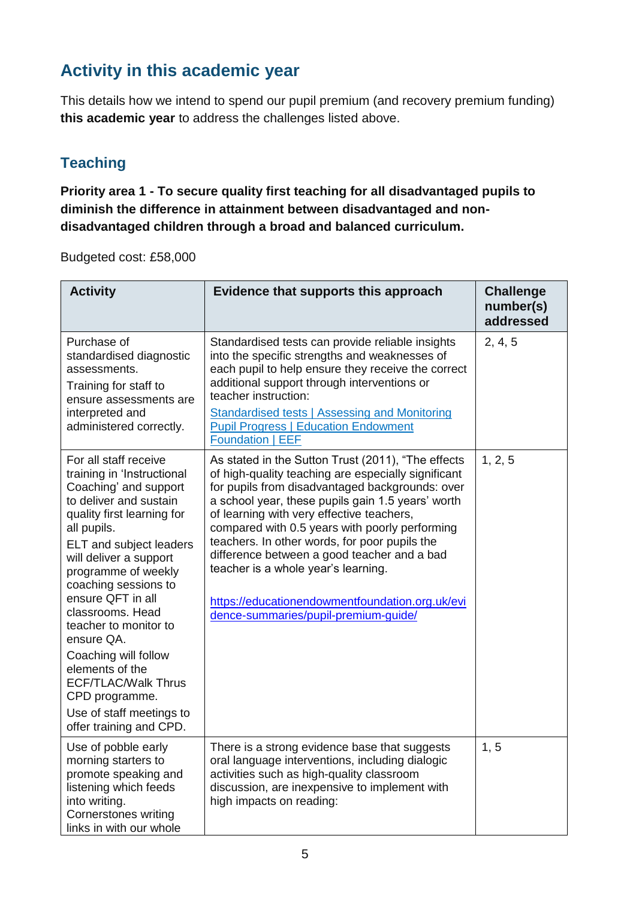## Activity in this academic year

This details how we intend to spend our pupil premium (and recovery premium funding) **this academic year** to address the challenges listed above.

### Teaching

**Priority area 1 - To secure quality first teaching for all disadvantaged pupils to diminish the difference in attainment between disadvantaged and non-disadvantaged children through a broad and balanced curriculum.**

Budgeted cost: £58,000

| Activity | Evidence that supports this approach | Challenge number(s) addressed |
|---|---|---|
| Purchase of standardised diagnostic assessments.<br>Training for staff to ensure assessments are interpreted and administered correctly. | Standardised tests can provide reliable insights into the specific strengths and weaknesses of each pupil to help ensure they receive the correct additional support through interventions or teacher instruction:<br>[Standardised tests \| Assessing and Monitoring Pupil Progress \| Education Endowment Foundation \| EEF]() | 2, 4, 5 |
| For all staff receive training in 'Instructional Coaching' and support to deliver and sustain quality first learning for all pupils.<br>ELT and subject leaders will deliver a support programme of weekly coaching sessions to ensure QFT in all classrooms. Head teacher to monitor to ensure QA.<br>Coaching will follow elements of the ECF/TLAC/Walk Thrus CPD programme.<br>Use of staff meetings to offer training and CPD. | As stated in the Sutton Trust (2011), "The effects of high-quality teaching are especially significant for pupils from disadvantaged backgrounds: over a school year, these pupils gain 1.5 years' worth of learning with very effective teachers, compared with 0.5 years with poorly performing teachers. In other words, for poor pupils the difference between a good teacher and a bad teacher is a whole year's learning.<br><br>https://educationendowmentfoundation.org.uk/evidence-summaries/pupil-premium-guide/ | 1, 2, 5 |
| Use of pobble early morning starters to promote speaking and listening which feeds into writing.<br>Cornerstones writing links in with our whole | There is a strong evidence base that suggests oral language interventions, including dialogic activities such as high-quality classroom discussion, are inexpensive to implement with high impacts on reading: | 1, 5 |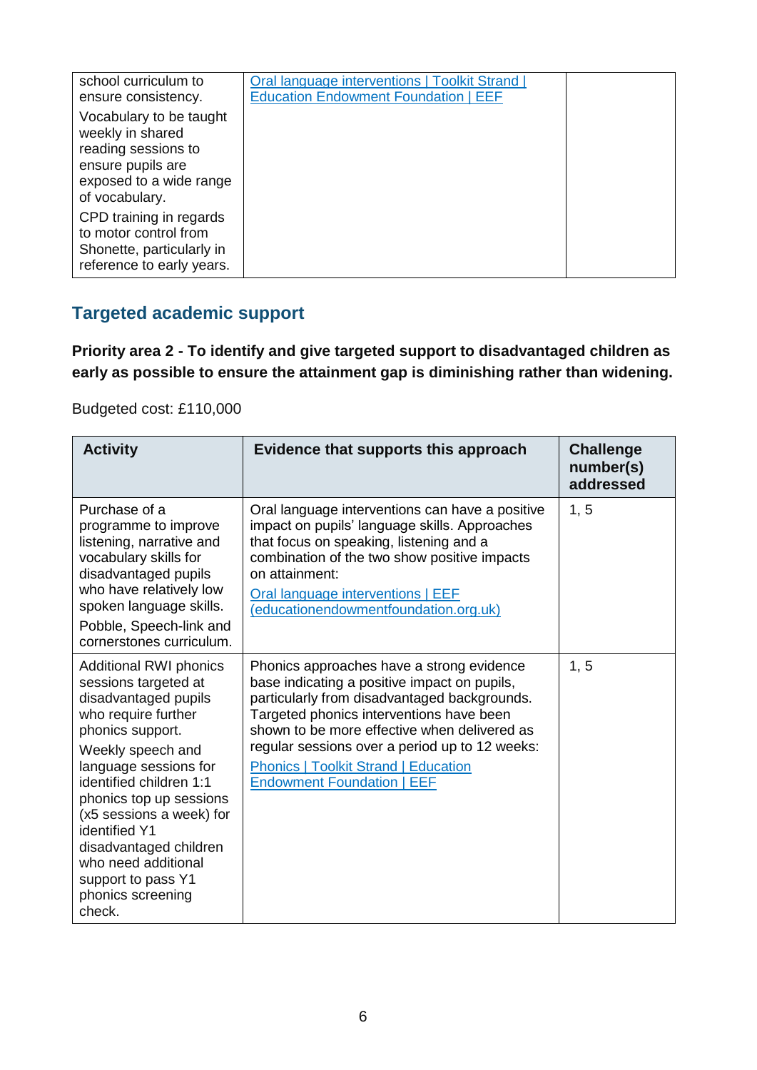| | | |
|---|---|---|
| school curriculum to ensure consistency.<br>Vocabulary to be taught weekly in shared reading sessions to ensure pupils are exposed to a wide range of vocabulary.<br>CPD training in regards to motor control from Shonette, particularly in reference to early years. | [Oral language interventions \| Toolkit Strand \| Education Endowment Foundation \| EEF]() | |

## Targeted academic support

**Priority area 2 - To identify and give targeted support to disadvantaged children as early as possible to ensure the attainment gap is diminishing rather than widening.**

Budgeted cost: £110,000

| Activity | Evidence that supports this approach | Challenge number(s) addressed |
|---|---|---|
| Purchase of a programme to improve listening, narrative and vocabulary skills for disadvantaged pupils who have relatively low spoken language skills.<br>Pobble, Speech-link and cornerstones curriculum. | Oral language interventions can have a positive impact on pupils' language skills. Approaches that focus on speaking, listening and a combination of the two show positive impacts on attainment:<br>[Oral language interventions \| EEF (educationendowmentfoundation.org.uk)]() | 1, 5 |
| Additional RWI phonics sessions targeted at disadvantaged pupils who require further phonics support.<br>Weekly speech and language sessions for identified children 1:1 phonics top up sessions (x5 sessions a week) for identified Y1 disadvantaged children who need additional support to pass Y1 phonics screening check. | Phonics approaches have a strong evidence base indicating a positive impact on pupils, particularly from disadvantaged backgrounds. Targeted phonics interventions have been shown to be more effective when delivered as regular sessions over a period up to 12 weeks:<br>[Phonics \| Toolkit Strand \| Education Endowment Foundation \| EEF]() | 1, 5 |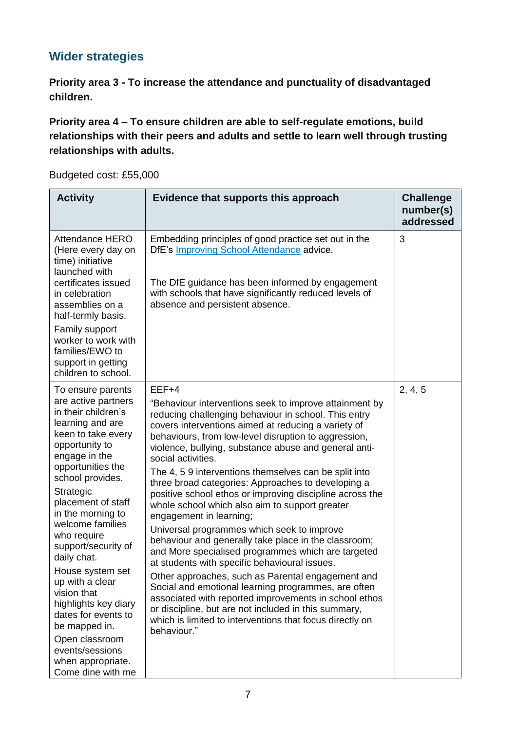## Wider strategies

**Priority area 3 - To increase the attendance and punctuality of disadvantaged children.**

**Priority area 4 – To ensure children are able to self-regulate emotions, build relationships with their peers and adults and settle to learn well through trusting relationships with adults.**

Budgeted cost: £55,000

| Activity | Evidence that supports this approach | Challenge number(s) addressed |
|---|---|---|
| Attendance HERO (Here every day on time) initiative launched with certificates issued in celebration assemblies on a half-termly basis.<br>Family support worker to work with families/EWO to support in getting children to school. | Embedding principles of good practice set out in the DfE's [Improving School Attendance](Improving School Attendance) advice.<br><br>The DfE guidance has been informed by engagement with schools that have significantly reduced levels of absence and persistent absence. | 3 |
| To ensure parents are active partners in their children's learning and are keen to take every opportunity to engage in the opportunities the school provides.<br>Strategic placement of staff in the morning to welcome families who require support/security of daily chat.<br>House system set up with a clear vision that highlights key diary dates for events to be mapped in.<br>Open classroom events/sessions when appropriate.<br>Come dine with me | EEF+4<br>"Behaviour interventions seek to improve attainment by reducing challenging behaviour in school. This entry covers interventions aimed at reducing a variety of behaviours, from low-level disruption to aggression, violence, bullying, substance abuse and general anti-social activities.<br>The 4, 5 9 interventions themselves can be split into three broad categories: Approaches to developing a positive school ethos or improving discipline across the whole school which also aim to support greater engagement in learning;<br>Universal programmes which seek to improve behaviour and generally take place in the classroom; and More specialised programmes which are targeted at students with specific behavioural issues.<br>Other approaches, such as Parental engagement and Social and emotional learning programmes, are often associated with reported improvements in school ethos or discipline, but are not included in this summary, which is limited to interventions that focus directly on behaviour." | 2, 4, 5 |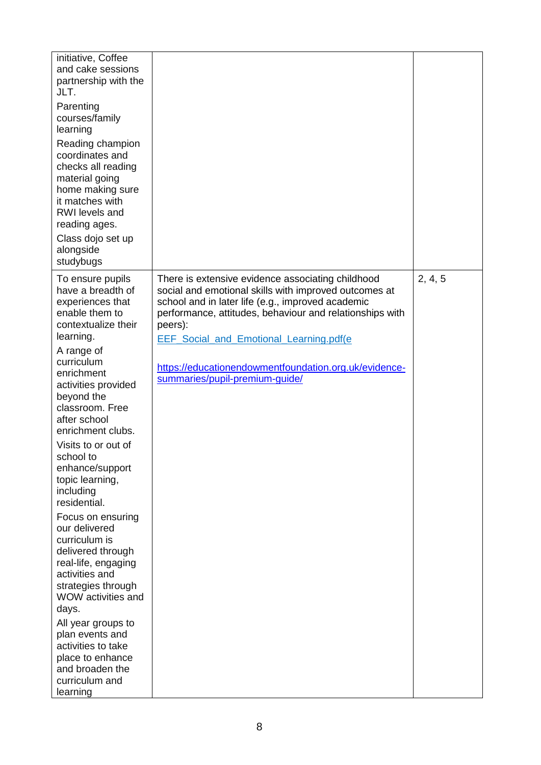| | | |
|---|---|---|
| initiative, Coffee and cake sessions partnership with the JLT.<br><br>Parenting courses/family learning<br><br>Reading champion coordinates and checks all reading material going home making sure it matches with RWI levels and reading ages.<br><br>Class dojo set up alongside studybugs | | |
| To ensure pupils have a breadth of experiences that enable them to contextualize their learning.<br><br>A range of curriculum enrichment activities provided beyond the classroom. Free after school enrichment clubs.<br><br>Visits to or out of school to enhance/support topic learning, including residential.<br><br>Focus on ensuring our delivered curriculum is delivered through real-life, engaging activities and strategies through WOW activities and days.<br><br>All year groups to plan events and activities to take place to enhance and broaden the curriculum and learning | There is extensive evidence associating childhood social and emotional skills with improved outcomes at school and in later life (e.g., improved academic performance, attitudes, behaviour and relationships with peers):<br>EEF_Social_and_Emotional_Learning.pdf(e<br><br>https://educationendowmentfoundation.org.uk/evidence-summaries/pupil-premium-guide/ | 2, 4, 5 |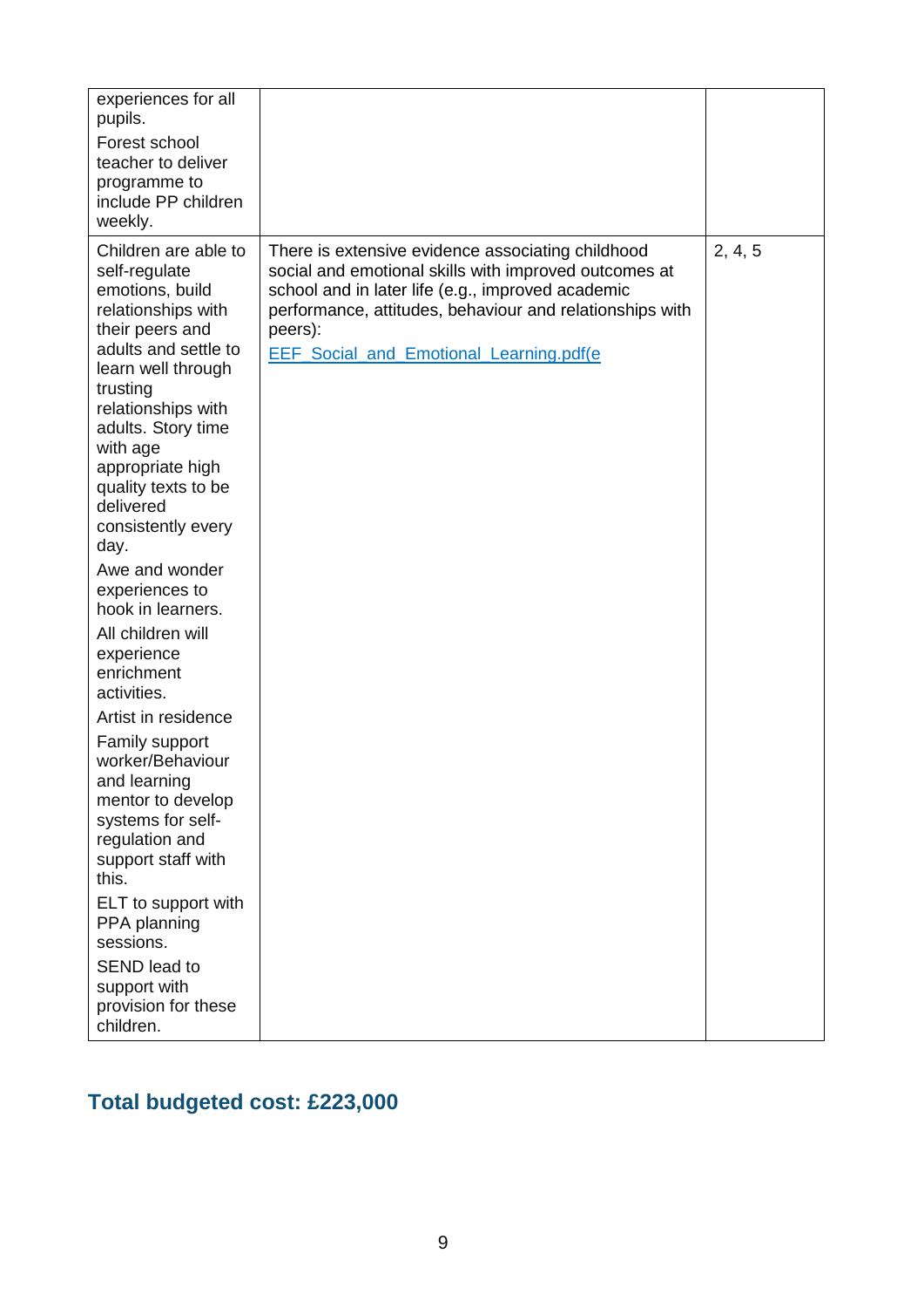| | | |
|---|---|---|
| experiences for all pupils.<br>Forest school teacher to deliver programme to include PP children weekly. | | |
| Children are able to self-regulate emotions, build relationships with their peers and adults and settle to learn well through trusting relationships with adults. Story time with age appropriate high quality texts to be delivered consistently every day.<br>Awe and wonder experiences to hook in learners.<br>All children will experience enrichment activities.<br>Artist in residence<br>Family support worker/Behaviour and learning mentor to develop systems for self-regulation and support staff with this.<br>ELT to support with PPA planning sessions.<br>SEND lead to support with provision for these children. | There is extensive evidence associating childhood social and emotional skills with improved outcomes at school and in later life (e.g., improved academic performance, attitudes, behaviour and relationships with peers):<br>EEF_Social_and_Emotional_Learning.pdf(e | 2, 4, 5 |

## Total budgeted cost: £223,000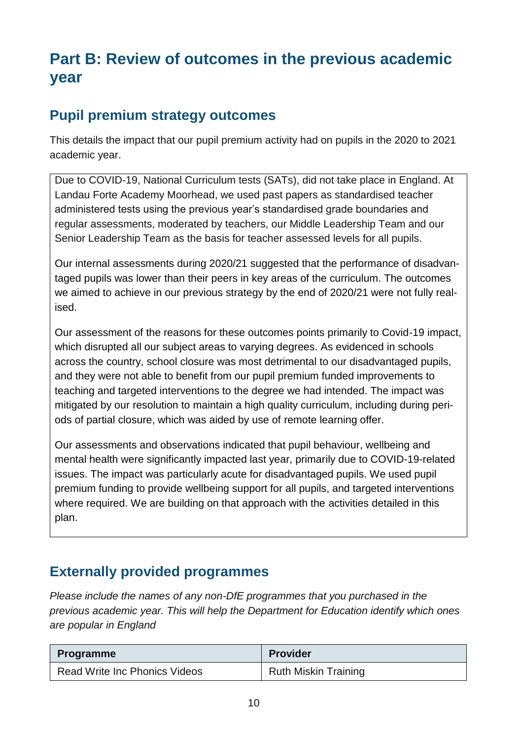# Part B: Review of outcomes in the previous academic year

## Pupil premium strategy outcomes

This details the impact that our pupil premium activity had on pupils in the 2020 to 2021 academic year.

Due to COVID-19, National Curriculum tests (SATs), did not take place in England. At Landau Forte Academy Moorhead, we used past papers as standardised teacher administered tests using the previous year's standardised grade boundaries and regular assessments, moderated by teachers, our Middle Leadership Team and our Senior Leadership Team as the basis for teacher assessed levels for all pupils.

Our internal assessments during 2020/21 suggested that the performance of disadvantaged pupils was lower than their peers in key areas of the curriculum. The outcomes we aimed to achieve in our previous strategy by the end of 2020/21 were not fully realised.

Our assessment of the reasons for these outcomes points primarily to Covid-19 impact, which disrupted all our subject areas to varying degrees. As evidenced in schools across the country, school closure was most detrimental to our disadvantaged pupils, and they were not able to benefit from our pupil premium funded improvements to teaching and targeted interventions to the degree we had intended. The impact was mitigated by our resolution to maintain a high quality curriculum, including during periods of partial closure, which was aided by use of remote learning offer.

Our assessments and observations indicated that pupil behaviour, wellbeing and mental health were significantly impacted last year, primarily due to COVID-19-related issues. The impact was particularly acute for disadvantaged pupils. We used pupil premium funding to provide wellbeing support for all pupils, and targeted interventions where required. We are building on that approach with the activities detailed in this plan.

## Externally provided programmes

*Please include the names of any non-DfE programmes that you purchased in the previous academic year. This will help the Department for Education identify which ones are popular in England*

| Programme | Provider |
|---|---|
| Read Write Inc Phonics Videos | Ruth Miskin Training |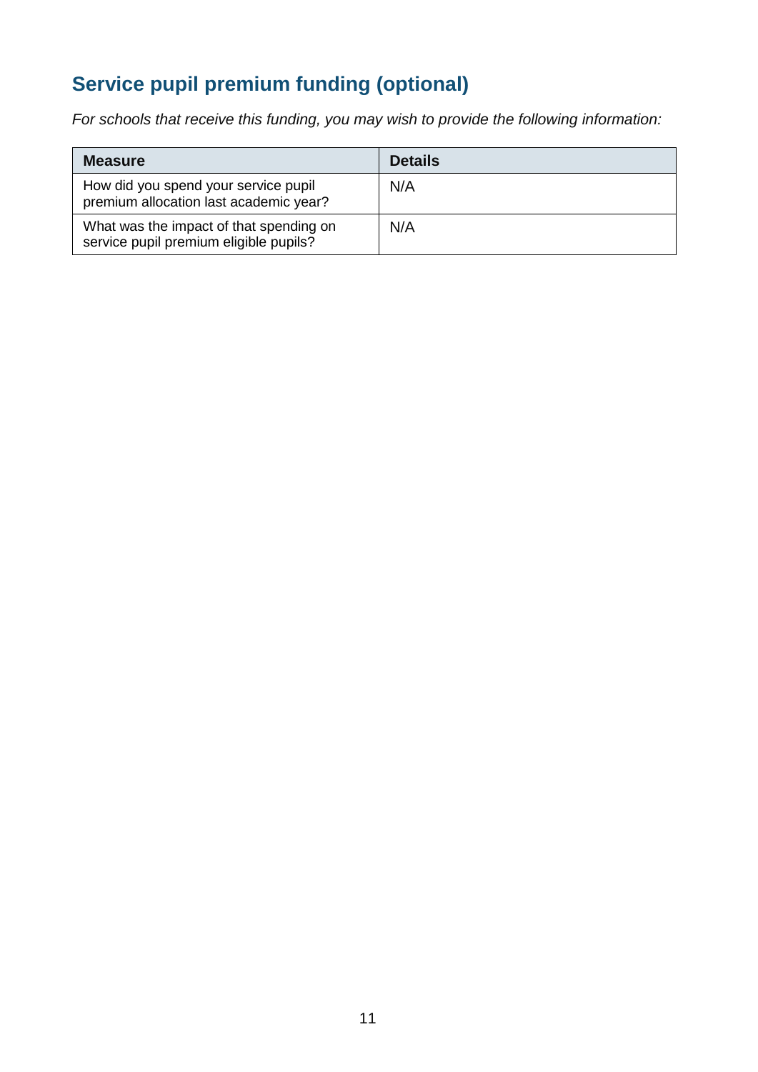## Service pupil premium funding (optional)

*For schools that receive this funding, you may wish to provide the following information:*

| Measure | Details |
| --- | --- |
| How did you spend your service pupil premium allocation last academic year? | N/A |
| What was the impact of that spending on service pupil premium eligible pupils? | N/A |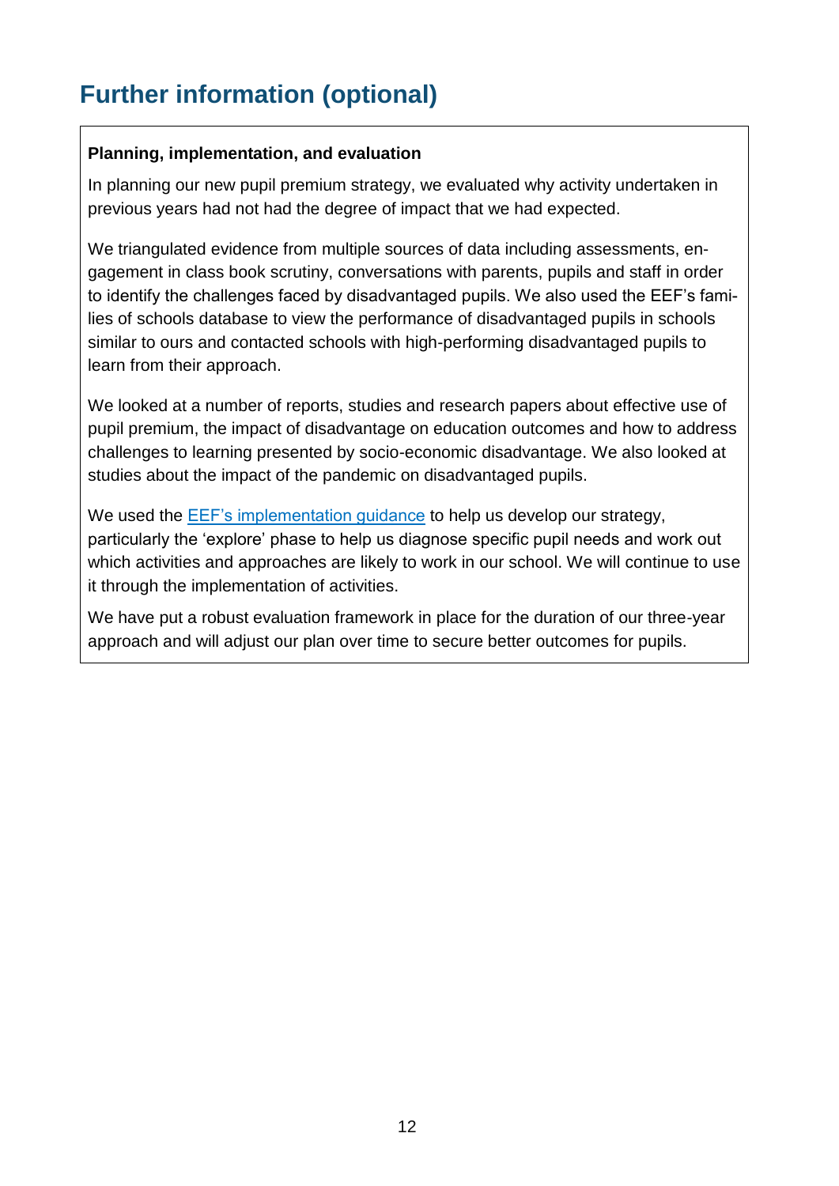# Further information (optional)

**Planning, implementation, and evaluation**

In planning our new pupil premium strategy, we evaluated why activity undertaken in previous years had not had the degree of impact that we had expected.

We triangulated evidence from multiple sources of data including assessments, engagement in class book scrutiny, conversations with parents, pupils and staff in order to identify the challenges faced by disadvantaged pupils. We also used the EEF's families of schools database to view the performance of disadvantaged pupils in schools similar to ours and contacted schools with high-performing disadvantaged pupils to learn from their approach.

We looked at a number of reports, studies and research papers about effective use of pupil premium, the impact of disadvantage on education outcomes and how to address challenges to learning presented by socio-economic disadvantage. We also looked at studies about the impact of the pandemic on disadvantaged pupils.

We used the EEF's implementation guidance to help us develop our strategy, particularly the 'explore' phase to help us diagnose specific pupil needs and work out which activities and approaches are likely to work in our school. We will continue to use it through the implementation of activities.

We have put a robust evaluation framework in place for the duration of our three-year approach and will adjust our plan over time to secure better outcomes for pupils.